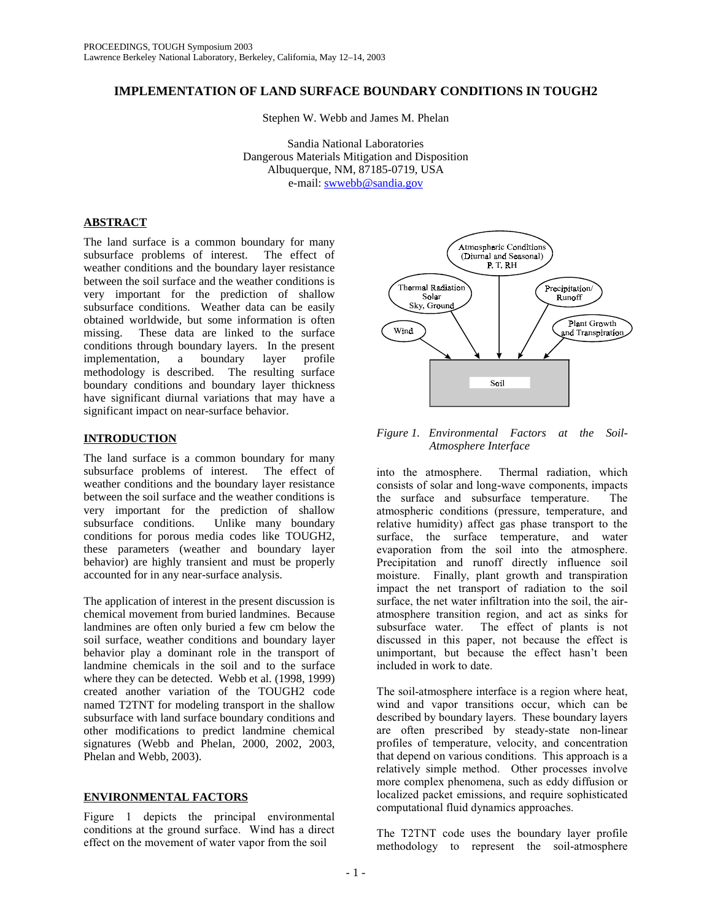# IMPLEMENTATION OF LAND SURFACE BOUNDARY CONDITIONS IN TOUGH2

Stephen W. Webb and James M. Phelan

Sandia National Laboratories
Dangerous Materials Mitigation and Disposition
Albuquerque, NM, 87185-0719, USA
e-mail: swwebb@sandia.gov

## ABSTRACT

The land surface is a common boundary for many subsurface problems of interest. The effect of weather conditions and the boundary layer resistance between the soil surface and the weather conditions is very important for the prediction of shallow subsurface conditions. Weather data can be easily obtained worldwide, but some information is often missing. These data are linked to the surface conditions through boundary layers. In the present implementation, a boundary layer profile methodology is described. The resulting surface boundary conditions and boundary layer thickness have significant diurnal variations that may have a significant impact on near-surface behavior.

## INTRODUCTION

The land surface is a common boundary for many subsurface problems of interest. The effect of weather conditions and the boundary layer resistance between the soil surface and the weather conditions is very important for the prediction of shallow subsurface conditions. Unlike many boundary conditions for porous media codes like TOUGH2, these parameters (weather and boundary layer behavior) are highly transient and must be properly accounted for in any near-surface analysis.

The application of interest in the present discussion is chemical movement from buried landmines. Because landmines are often only buried a few cm below the soil surface, weather conditions and boundary layer behavior play a dominant role in the transport of landmine chemicals in the soil and to the surface where they can be detected. Webb et al. (1998, 1999) created another variation of the TOUGH2 code named T2TNT for modeling transport in the shallow subsurface with land surface boundary conditions and other modifications to predict landmine chemical signatures (Webb and Phelan, 2000, 2002, 2003, Phelan and Webb, 2003).

## ENVIRONMENTAL FACTORS

Figure 1 depicts the principal environmental conditions at the ground surface. Wind has a direct effect on the movement of water vapor from the soil into the atmosphere. Thermal radiation, which consists of solar and long-wave components, impacts the surface and subsurface temperature. The atmospheric conditions (pressure, temperature, and relative humidity) affect gas phase transport to the surface, the surface temperature, and water evaporation from the soil into the atmosphere. Precipitation and runoff directly influence soil moisture. Finally, plant growth and transpiration impact the net transport of radiation to the soil surface, the net water infiltration into the soil, the air-atmosphere transition region, and act as sinks for subsurface water. The effect of plants is not discussed in this paper, not because the effect is unimportant, but because the effect hasn't been included in work to date.

Atmospheric Conditions (Diurnal and Seasonal) P, T, RH

Thermal Radiation Solar Sky, Ground

Precipitation/ Runoff

Wind

Plant Growth and Transpiration

Soil

*Figure 1. Environmental Factors at the Soil-Atmosphere Interface*

The soil-atmosphere interface is a region where heat, wind and vapor transitions occur, which can be described by boundary layers. These boundary layers are often prescribed by steady-state non-linear profiles of temperature, velocity, and concentration that depend on various conditions. This approach is a relatively simple method. Other processes involve more complex phenomena, such as eddy diffusion or localized packet emissions, and require sophisticated computational fluid dynamics approaches.

The T2TNT code uses the boundary layer profile methodology to represent the soil-atmosphere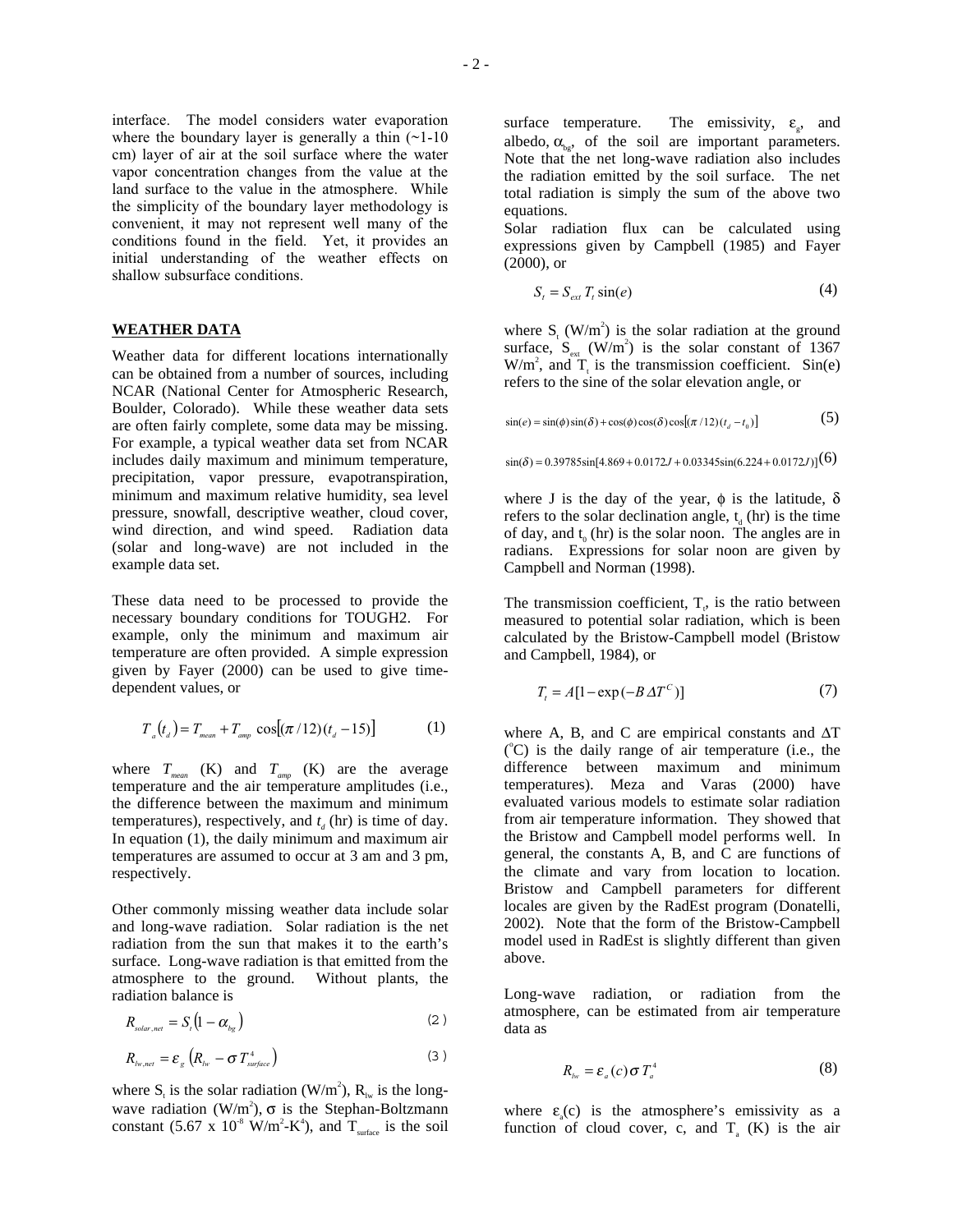interface. The model considers water evaporation where the boundary layer is generally a thin (~1-10 cm) layer of air at the soil surface where the water vapor concentration changes from the value at the land surface to the value in the atmosphere. While the simplicity of the boundary layer methodology is convenient, it may not represent well many of the conditions found in the field. Yet, it provides an initial understanding of the weather effects on shallow subsurface conditions.

## WEATHER DATA

Weather data for different locations internationally can be obtained from a number of sources, including NCAR (National Center for Atmospheric Research, Boulder, Colorado). While these weather data sets are often fairly complete, some data may be missing. For example, a typical weather data set from NCAR includes daily maximum and minimum temperature, precipitation, vapor pressure, evapotranspiration, minimum and maximum relative humidity, sea level pressure, snowfall, descriptive weather, cloud cover, wind direction, and wind speed. Radiation data (solar and long-wave) are not included in the example data set.

These data need to be processed to provide the necessary boundary conditions for TOUGH2. For example, only the minimum and maximum air temperature are often provided. A simple expression given by Fayer (2000) can be used to give time-dependent values, or

$$T_a(t_d) = T_{mean} + T_{amp}\cos[(\pi/12)(t_d - 15)] \tag{1}$$

where $T_{mean}$ (K) and $T_{amp}$ (K) are the average temperature and the air temperature amplitudes (i.e., the difference between the maximum and minimum temperatures), respectively, and $t_d$ (hr) is time of day. In equation (1), the daily minimum and maximum air temperatures are assumed to occur at 3 am and 3 pm, respectively.

Other commonly missing weather data include solar and long-wave radiation. Solar radiation is the net radiation from the sun that makes it to the earth's surface. Long-wave radiation is that emitted from the atmosphere to the ground. Without plants, the radiation balance is

$$R_{solar,net} = S_t(1 - \alpha_{bg}) \tag{2}$$

$$R_{lw,net} = \varepsilon_g\left(R_{lw} - \sigma T_{surface}^4\right) \tag{3}$$

where $S_t$ is the solar radiation (W/m$^2$), $R_{lw}$ is the long-wave radiation (W/m$^2$), $\sigma$ is the Stephan-Boltzmann constant (5.67 x $10^{-8}$ W/m$^2$-K$^4$), and $T_{surface}$ is the soil surface temperature. The emissivity, $\varepsilon_g$, and albedo, $\alpha_{bg}$, of the soil are important parameters. Note that the net long-wave radiation also includes the radiation emitted by the soil surface. The net total radiation is simply the sum of the above two equations.

Solar radiation flux can be calculated using expressions given by Campbell (1985) and Fayer (2000), or

$$S_t = S_{ext}\, T_t \sin(e) \tag{4}$$

where $S_t$ (W/m$^2$) is the solar radiation at the ground surface, $S_{ext}$ (W/m$^2$) is the solar constant of 1367 W/m$^2$, and $T_t$ is the transmission coefficient. Sin(e) refers to the sine of the solar elevation angle, or

$$\sin(e) = \sin(\phi)\sin(\delta) + \cos(\phi)\cos(\delta)\cos[(\pi/12)(t_d - t_0)] \tag{5}$$

$$\sin(\delta) = 0.39785\sin[4.869 + 0.0172J + 0.03345\sin(6.224 + 0.0172J)] \tag{6}$$

where J is the day of the year, $\phi$ is the latitude, $\delta$ refers to the solar declination angle, $t_d$ (hr) is the time of day, and $t_0$ (hr) is the solar noon. The angles are in radians. Expressions for solar noon are given by Campbell and Norman (1998).

The transmission coefficient, $T_t$, is the ratio between measured to potential solar radiation, which is been calculated by the Bristow-Campbell model (Bristow and Campbell, 1984), or

$$T_t = A[1 - \exp(-B\,\Delta T^C)] \tag{7}$$

where A, B, and C are empirical constants and $\Delta T$ (°C) is the daily range of air temperature (i.e., the difference between maximum and minimum temperatures). Meza and Varas (2000) have evaluated various models to estimate solar radiation from air temperature information. They showed that the Bristow and Campbell model performs well. In general, the constants A, B, and C are functions of the climate and vary from location to location. Bristow and Campbell parameters for different locales are given by the RadEst program (Donatelli, 2002). Note that the form of the Bristow-Campbell model used in RadEst is slightly different than given above.

Long-wave radiation, or radiation from the atmosphere, can be estimated from air temperature data as

$$R_{lw} = \varepsilon_a(c)\,\sigma\, T_a^4 \tag{8}$$

where $\varepsilon_a(c)$ is the atmosphere's emissivity as a function of cloud cover, c, and $T_a$ (K) is the air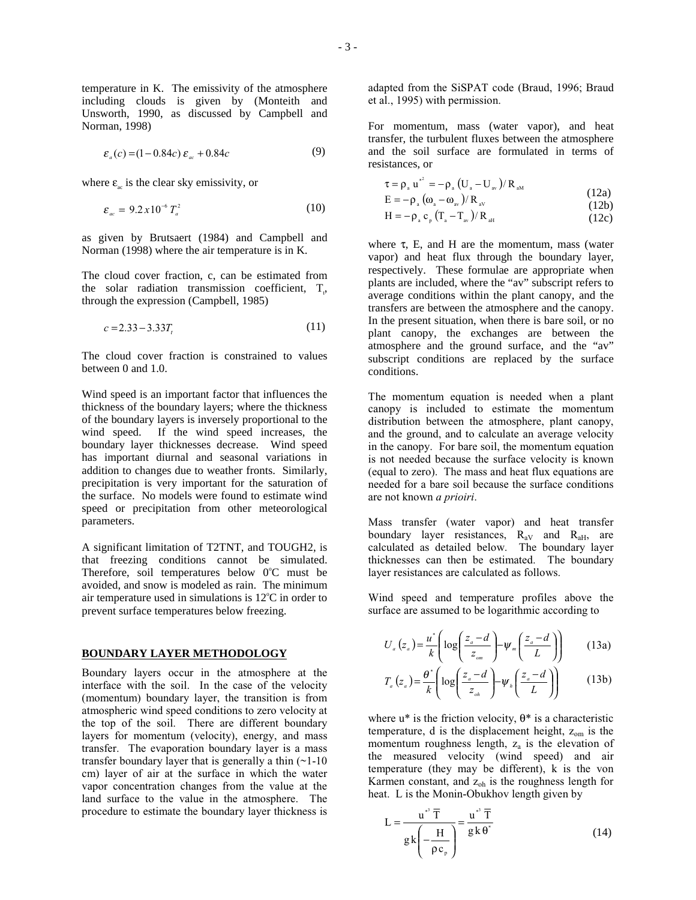temperature in K. The emissivity of the atmosphere including clouds is given by (Monteith and Unsworth, 1990, as discussed by Campbell and Norman, 1998)

$$\varepsilon_a(c) = (1-0.84c)\,\varepsilon_{ac} + 0.84c \tag{9}$$

where $\varepsilon_{ac}$ is the clear sky emissivity, or

$$\varepsilon_{ac} = 9.2x10^{-6}\,T_a^2 \tag{10}$$

as given by Brutsaert (1984) and Campbell and Norman (1998) where the air temperature is in K.

The cloud cover fraction, c, can be estimated from the solar radiation transmission coefficient, $T_t$, through the expression (Campbell, 1985)

$$c = 2.33 - 3.33T_t \tag{11}$$

The cloud cover fraction is constrained to values between 0 and 1.0.

Wind speed is an important factor that influences the thickness of the boundary layers; where the thickness of the boundary layers is inversely proportional to the wind speed. If the wind speed increases, the boundary layer thicknesses decrease. Wind speed has important diurnal and seasonal variations in addition to changes due to weather fronts. Similarly, precipitation is very important for the saturation of the surface. No models were found to estimate wind speed or precipitation from other meteorological parameters.

A significant limitation of T2TNT, and TOUGH2, is that freezing conditions cannot be simulated. Therefore, soil temperatures below 0°C must be avoided, and snow is modeled as rain. The minimum air temperature used in simulations is 12°C in order to prevent surface temperatures below freezing.

## BOUNDARY LAYER METHODOLOGY

Boundary layers occur in the atmosphere at the interface with the soil. In the case of the velocity (momentum) boundary layer, the transition is from atmospheric wind speed conditions to zero velocity at the top of the soil. There are different boundary layers for momentum (velocity), energy, and mass transfer. The evaporation boundary layer is a mass transfer boundary layer that is generally a thin (~1-10 cm) layer of air at the surface in which the water vapor concentration changes from the value at the land surface to the value in the atmosphere. The procedure to estimate the boundary layer thickness is adapted from the SiSPAT code (Braud, 1996; Braud et al., 1995) with permission.

For momentum, mass (water vapor), and heat transfer, the turbulent fluxes between the atmosphere and the soil surface are formulated in terms of resistances, or

$$\tau = \rho_a u^{*2} = -\rho_a \left(U_a - U_{av}\right)/R_{aM} \tag{12a}$$

$$E = -\rho_a \left(\omega_a - \omega_{av}\right)/R_{aV} \tag{12b}$$

$$H = -\rho_a c_p \left(T_a - T_{av}\right)/R_{aH} \tag{12c}$$

where $\tau$, E, and H are the momentum, mass (water vapor) and heat flux through the boundary layer, respectively. These formulae are appropriate when plants are included, where the "av" subscript refers to average conditions within the plant canopy, and the transfers are between the atmosphere and the canopy. In the present situation, when there is bare soil, or no plant canopy, the exchanges are between the atmosphere and the ground surface, and the "av" subscript conditions are replaced by the surface conditions.

The momentum equation is needed when a plant canopy is included to estimate the momentum distribution between the atmosphere, plant canopy, and the ground, and to calculate an average velocity in the canopy. For bare soil, the momentum equation is not needed because the surface velocity is known (equal to zero). The mass and heat flux equations are needed for a bare soil because the surface conditions are not known *a prioiri*.

Mass transfer (water vapor) and heat transfer boundary layer resistances, $R_{aV}$ and $R_{aH}$, are calculated as detailed below. The boundary layer thicknesses can then be estimated. The boundary layer resistances are calculated as follows.

Wind speed and temperature profiles above the surface are assumed to be logarithmic according to

$$U_a(z_a) = \frac{u^*}{k}\left(\log\left(\frac{z_a - d}{z_{om}}\right) - \psi_m\left(\frac{z_a - d}{L}\right)\right) \tag{13a}$$

$$T_a(z_a) = \frac{\theta^*}{k}\left(\log\left(\frac{z_a - d}{z_{oh}}\right) - \psi_h\left(\frac{z_a - d}{L}\right)\right) \tag{13b}$$

where u* is the friction velocity, θ* is a characteristic temperature, d is the displacement height, $z_{om}$ is the momentum roughness length, $z_a$ is the elevation of the measured velocity (wind speed) and air temperature (they may be different), k is the von Karmen constant, and $z_{oh}$ is the roughness length for heat. L is the Monin-Obukhov length given by

$$L = \frac{u^{*3}\,\overline{T}}{g\,k\left(-\dfrac{H}{\rho c_p}\right)} = \frac{u^{*3}\,\overline{T}}{g\,k\,\theta^*} \tag{14}$$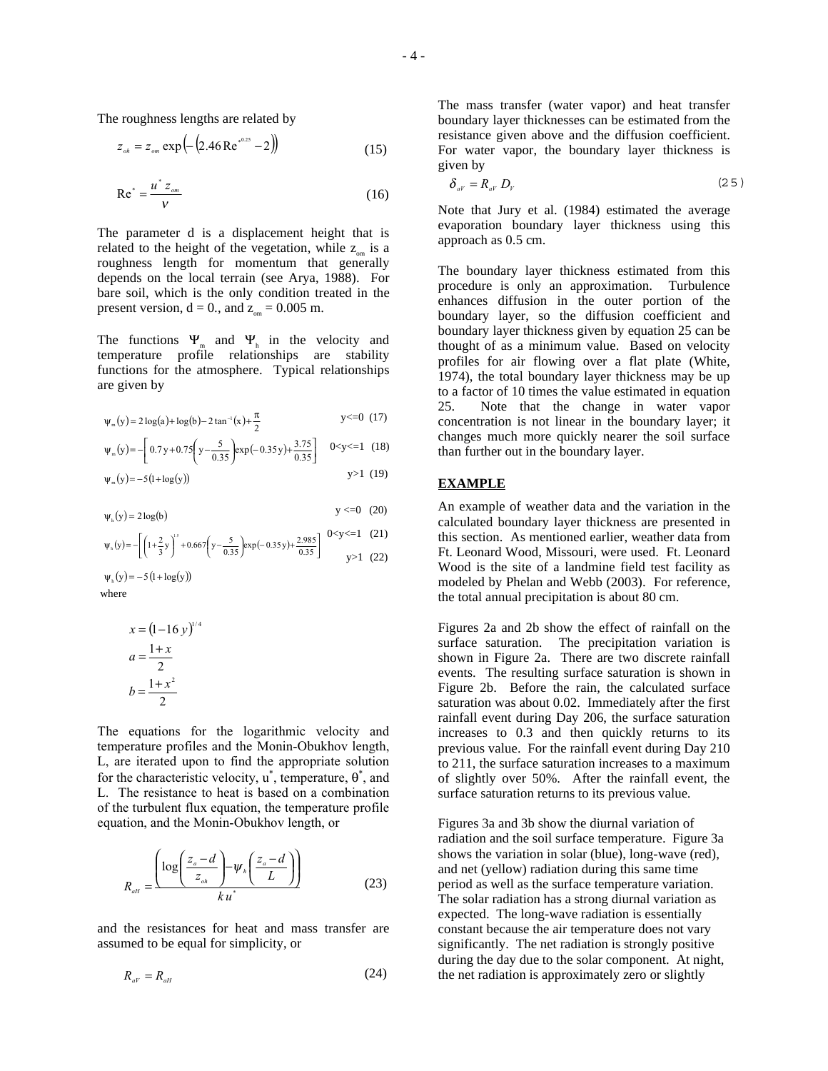The roughness lengths are related by

$$z_{oh} = z_{om} \exp\left(-\left(2.46\,\mathrm{Re}^{*0.25} - 2\right)\right) \tag{15}$$

$$\mathrm{Re}^* = \frac{u^* z_{om}}{\nu} \tag{16}$$

The parameter d is a displacement height that is related to the height of the vegetation, while $z_{om}$ is a roughness length for momentum that generally depends on the local terrain (see Arya, 1988). For bare soil, which is the only condition treated in the present version, d = 0., and $z_{om}$ = 0.005 m.

The functions $\Psi_m$ and $\Psi_h$ in the velocity and temperature profile relationships are stability functions for the atmosphere. Typical relationships are given by

$$\psi_m(y) = 2\log(a) + \log(b) - 2\tan^{-1}(x) + \frac{\pi}{2} \qquad y<=0 \quad (17)$$

$$\psi_m(y) = -\left[0.7\,y + 0.75\left(y - \frac{5}{0.35}\right)\exp(-0.35\,y) + \frac{3.75}{0.35}\right] \qquad 0<y<=1 \quad (18)$$

$$\psi_m(y) = -5\left(1 + \log(y)\right) \qquad y>1 \quad (19)$$

$$\psi_h(y) = 2\log(b) \qquad y<=0 \quad (20)$$

$$\psi_h(y) = -\left[\left(1 + \frac{2}{3}y\right)^{1.5} + 0.667\left(y - \frac{5}{0.35}\right)\exp(-0.35\,y) + \frac{2.985}{0.35}\right] \qquad 0<y<=1 \quad (21)$$

$$\psi_h(y) = -5\left(1 + \log(y)\right) \qquad y>1 \quad (22)$$

where

$$x = (1 - 16\,y)^{1/4}$$

$$a = \frac{1+x}{2}$$

$$b = \frac{1+x^2}{2}$$

The equations for the logarithmic velocity and temperature profiles and the Monin-Obukhov length, L, are iterated upon to find the appropriate solution for the characteristic velocity, $u^*$, temperature, $\theta^*$, and L. The resistance to heat is based on a combination of the turbulent flux equation, the temperature profile equation, and the Monin-Obukhov length, or

$$R_{aH} = \frac{\left(\log\left(\frac{z_a - d}{z_{oh}}\right) - \psi_h\left(\frac{z_a - d}{L}\right)\right)}{k\,u^*} \tag{23}$$

and the resistances for heat and mass transfer are assumed to be equal for simplicity, or

$$R_{aV} = R_{aH} \tag{24}$$

The mass transfer (water vapor) and heat transfer boundary layer thicknesses can be estimated from the resistance given above and the diffusion coefficient. For water vapor, the boundary layer thickness is given by

$$\delta_{aV} = R_{aV}\, D_V \tag{25}$$

Note that Jury et al. (1984) estimated the average evaporation boundary layer thickness using this approach as 0.5 cm.

The boundary layer thickness estimated from this procedure is only an approximation. Turbulence enhances diffusion in the outer portion of the boundary layer, so the diffusion coefficient and boundary layer thickness given by equation 25 can be thought of as a minimum value. Based on velocity profiles for air flowing over a flat plate (White, 1974), the total boundary layer thickness may be up to a factor of 10 times the value estimated in equation 25. Note that the change in water vapor concentration is not linear in the boundary layer; it changes much more quickly nearer the soil surface than further out in the boundary layer.

## EXAMPLE

An example of weather data and the variation in the calculated boundary layer thickness are presented in this section. As mentioned earlier, weather data from Ft. Leonard Wood, Missouri, were used. Ft. Leonard Wood is the site of a landmine field test facility as modeled by Phelan and Webb (2003). For reference, the total annual precipitation is about 80 cm.

Figures 2a and 2b show the effect of rainfall on the surface saturation. The precipitation variation is shown in Figure 2a. There are two discrete rainfall events. The resulting surface saturation is shown in Figure 2b. Before the rain, the calculated surface saturation was about 0.02. Immediately after the first rainfall event during Day 206, the surface saturation increases to 0.3 and then quickly returns to its previous value. For the rainfall event during Day 210 to 211, the surface saturation increases to a maximum of slightly over 50%. After the rainfall event, the surface saturation returns to its previous value.

Figures 3a and 3b show the diurnal variation of radiation and the soil surface temperature. Figure 3a shows the variation in solar (blue), long-wave (red), and net (yellow) radiation during this same time period as well as the surface temperature variation. The solar radiation has a strong diurnal variation as expected. The long-wave radiation is essentially constant because the air temperature does not vary significantly. The net radiation is strongly positive during the day due to the solar component. At night, the net radiation is approximately zero or slightly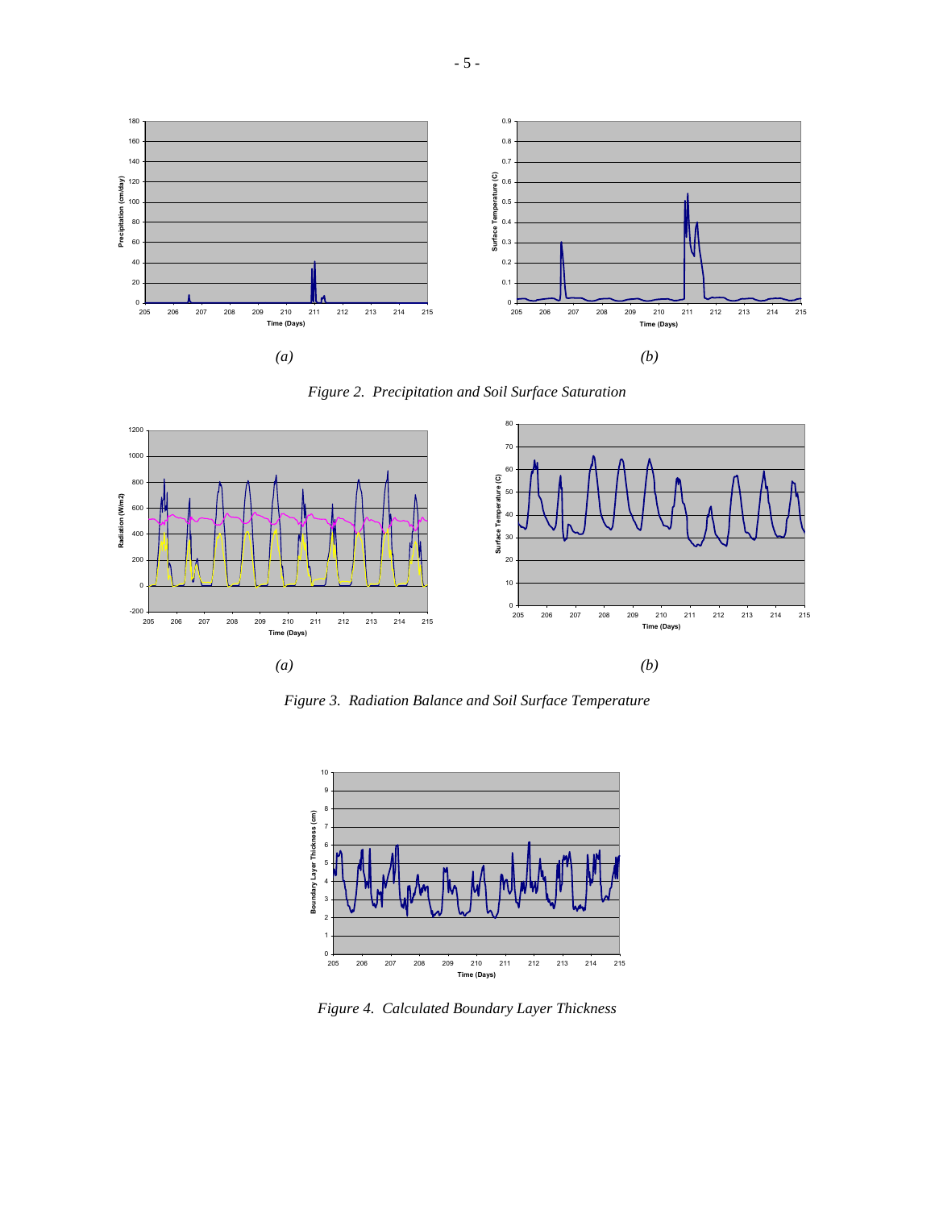*(a)* *(b)*

*Figure 2. Precipitation and Soil Surface Saturation*

*(a)* *(b)*

*Figure 3. Radiation Balance and Soil Surface Temperature*

*Figure 4. Calculated Boundary Layer Thickness*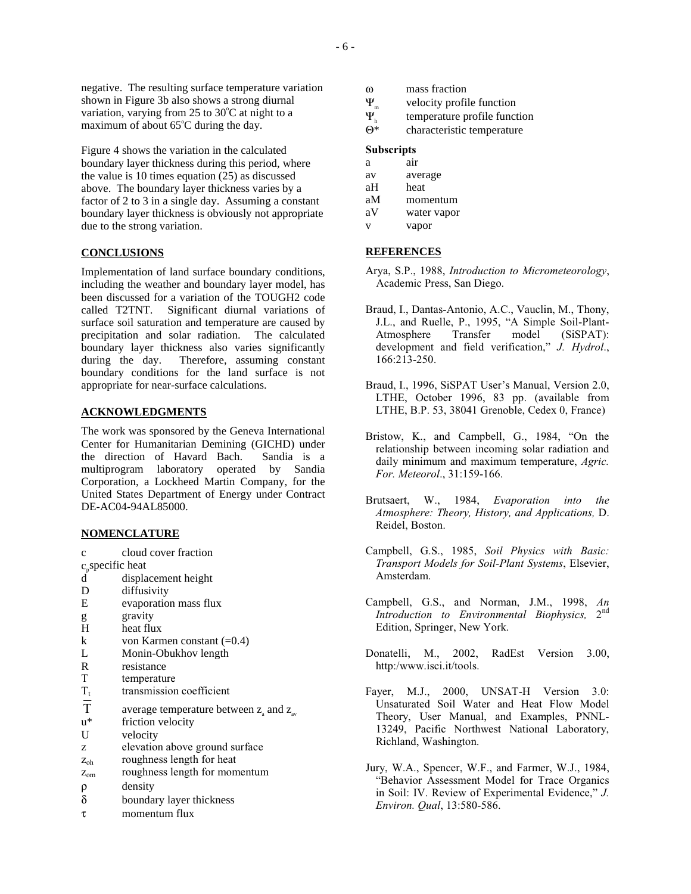negative. The resulting surface temperature variation shown in Figure 3b also shows a strong diurnal variation, varying from 25 to 30°C at night to a maximum of about 65°C during the day.

Figure 4 shows the variation in the calculated boundary layer thickness during this period, where the value is 10 times equation (25) as discussed above. The boundary layer thickness varies by a factor of 2 to 3 in a single day. Assuming a constant boundary layer thickness is obviously not appropriate due to the strong variation.

## CONCLUSIONS

Implementation of land surface boundary conditions, including the weather and boundary layer model, has been discussed for a variation of the TOUGH2 code called T2TNT. Significant diurnal variations of surface soil saturation and temperature are caused by precipitation and solar radiation. The calculated boundary layer thickness also varies significantly during the day. Therefore, assuming constant boundary conditions for the land surface is not appropriate for near-surface calculations.

## ACKNOWLEDGMENTS

The work was sponsored by the Geneva International Center for Humanitarian Demining (GICHD) under the direction of Havard Bach. Sandia is a multiprogram laboratory operated by Sandia Corporation, a Lockheed Martin Company, for the United States Department of Energy under Contract DE-AC04-94AL85000.

## NOMENCLATURE

| | |
|---|---|
| $c$ | cloud cover fraction |
| $c_p$ | specific heat |
| $d$ | displacement height |
| $D$ | diffusivity |
| $E$ | evaporation mass flux |
| $g$ | gravity |
| $H$ | heat flux |
| $k$ | von Karmen constant (=0.4) |
| $L$ | Monin-Obukhov length |
| $R$ | resistance |
| $T$ | temperature |
| $T_t$ | transmission coefficient |
| $\overline{T}$ | average temperature between $z_a$ and $z_{av}$ |
| $u^*$ | friction velocity |
| $U$ | velocity |
| $z$ | elevation above ground surface |
| $z_{oh}$ | roughness length for heat |
| $z_{om}$ | roughness length for momentum |
| $\rho$ | density |
| $\delta$ | boundary layer thickness |
| $\tau$ | momentum flux |
| $\omega$ | mass fraction |
| $\Psi_m$ | velocity profile function |
| $\Psi_h$ | temperature profile function |
| $\Theta^*$ | characteristic temperature |

**Subscripts**

| | |
|---|---|
| a | air |
| av | average |
| aH | heat |
| aM | momentum |
| aV | water vapor |
| v | vapor |

## REFERENCES

Arya, S.P., 1988, *Introduction to Micrometeorology*, Academic Press, San Diego.

Braud, I., Dantas-Antonio, A.C., Vauclin, M., Thony, J.L., and Ruelle, P., 1995, "A Simple Soil-Plant-Atmosphere Transfer model (SiSPAT): development and field verification," *J. Hydrol*., 166:213-250.

Braud, I., 1996, SiSPAT User's Manual, Version 2.0, LTHE, October 1996, 83 pp. (available from LTHE, B.P. 53, 38041 Grenoble, Cedex 0, France)

Bristow, K., and Campbell, G., 1984, "On the relationship between incoming solar radiation and daily minimum and maximum temperature, *Agric. For. Meteorol*., 31:159-166.

Brutsaert, W., 1984, *Evaporation into the Atmosphere: Theory, History, and Applications,* D. Reidel, Boston.

Campbell, G.S., 1985, *Soil Physics with Basic: Transport Models for Soil-Plant Systems*, Elsevier, Amsterdam.

Campbell, G.S., and Norman, J.M., 1998, *An Introduction to Environmental Biophysics,* 2nd Edition, Springer, New York.

Donatelli, M., 2002, RadEst Version 3.00, http:/www.isci.it/tools.

Fayer, M.J., 2000, UNSAT-H Version 3.0: Unsaturated Soil Water and Heat Flow Model Theory, User Manual, and Examples, PNNL-13249, Pacific Northwest National Laboratory, Richland, Washington.

Jury, W.A., Spencer, W.F., and Farmer, W.J., 1984, "Behavior Assessment Model for Trace Organics in Soil: IV. Review of Experimental Evidence," *J. Environ. Qual*, 13:580-586.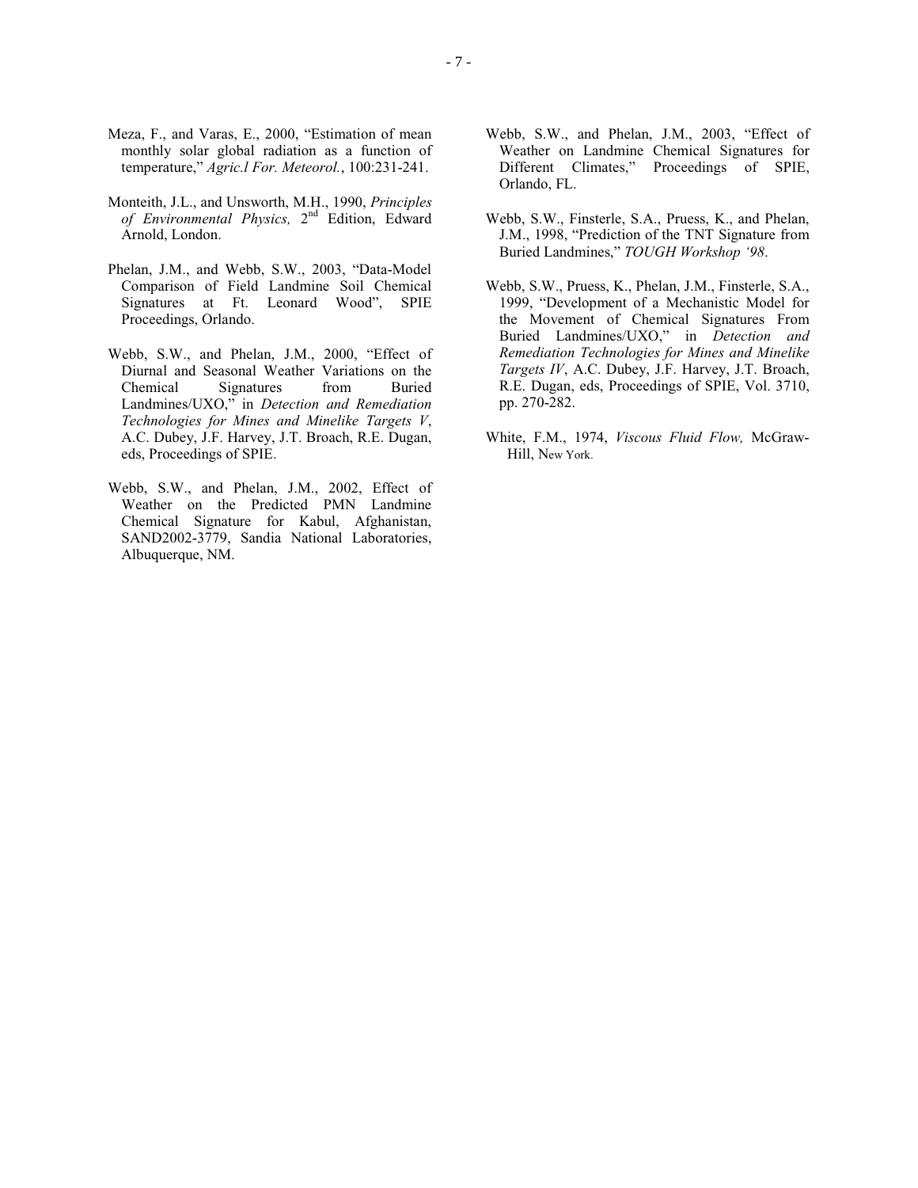Meza, F., and Varas, E., 2000, "Estimation of mean monthly solar global radiation as a function of temperature," *Agric.l For. Meteorol.*, 100:231-241.

Monteith, J.L., and Unsworth, M.H., 1990, *Principles of Environmental Physics,* 2nd Edition, Edward Arnold, London.

Phelan, J.M., and Webb, S.W., 2003, "Data-Model Comparison of Field Landmine Soil Chemical Signatures at Ft. Leonard Wood", SPIE Proceedings, Orlando.

Webb, S.W., and Phelan, J.M., 2000, "Effect of Diurnal and Seasonal Weather Variations on the Chemical Signatures from Buried Landmines/UXO," in *Detection and Remediation Technologies for Mines and Minelike Targets V*, A.C. Dubey, J.F. Harvey, J.T. Broach, R.E. Dugan, eds, Proceedings of SPIE.

Webb, S.W., and Phelan, J.M., 2002, Effect of Weather on the Predicted PMN Landmine Chemical Signature for Kabul, Afghanistan, SAND2002-3779, Sandia National Laboratories, Albuquerque, NM.

Webb, S.W., and Phelan, J.M., 2003, "Effect of Weather on Landmine Chemical Signatures for Different Climates," Proceedings of SPIE, Orlando, FL.

Webb, S.W., Finsterle, S.A., Pruess, K., and Phelan, J.M., 1998, "Prediction of the TNT Signature from Buried Landmines," *TOUGH Workshop '98*.

Webb, S.W., Pruess, K., Phelan, J.M., Finsterle, S.A., 1999, "Development of a Mechanistic Model for the Movement of Chemical Signatures From Buried Landmines/UXO," in *Detection and Remediation Technologies for Mines and Minelike Targets IV*, A.C. Dubey, J.F. Harvey, J.T. Broach, R.E. Dugan, eds, Proceedings of SPIE, Vol. 3710, pp. 270-282.

White, F.M., 1974, *Viscous Fluid Flow,* McGraw-Hill, New York.